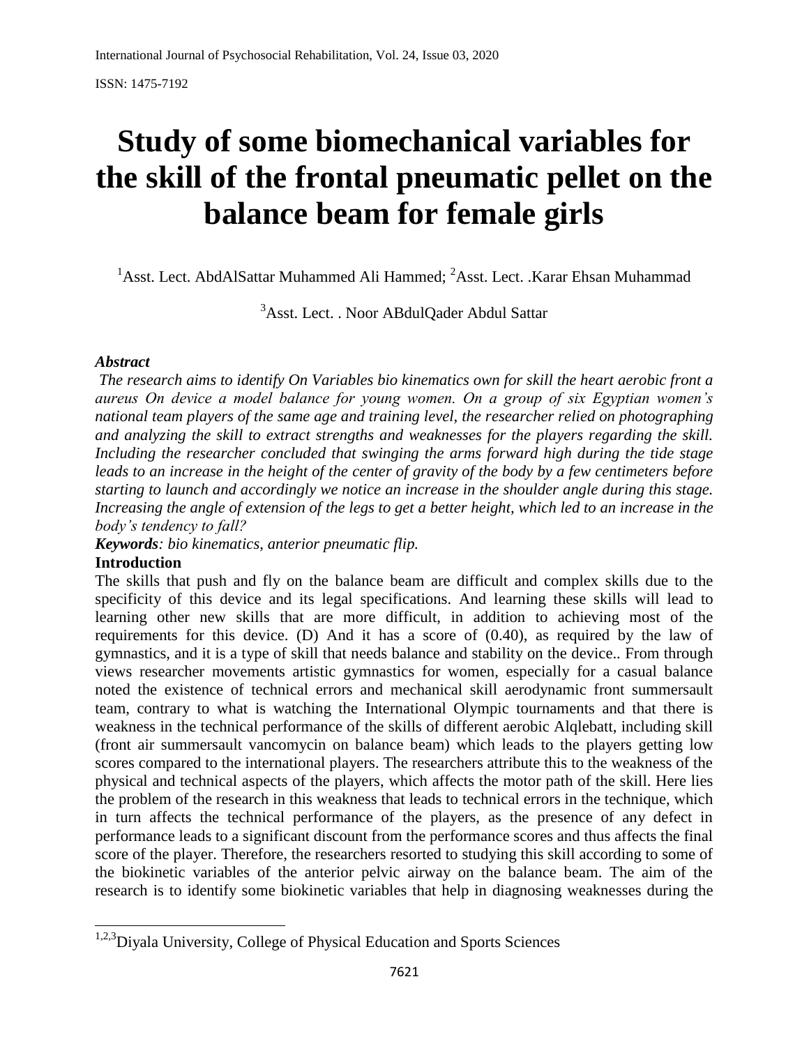# Study of some biomechanical variables for the skill of the frontal pneumatic pellet on the balance beam for female girls

[1]Asst. Lect. AbdAlSattar Muhammed Ali Hammed; [2]Asst. Lect. .Karar Ehsan Muhammad

[3]Asst. Lect. . Noor ABdulQader Abdul Sattar

***Abstract***

*The research aims to identify On Variables bio kinematics own for skill the heart aerobic front a aureus On device a model balance for young women. On a group of six Egyptian women's national team players of the same age and training level, the researcher relied on photographing and analyzing the skill to extract strengths and weaknesses for the players regarding the skill. Including the researcher concluded that swinging the arms forward high during the tide stage leads to an increase in the height of the center of gravity of the body by a few centimeters before starting to launch and accordingly we notice an increase in the shoulder angle during this stage. Increasing the angle of extension of the legs to get a better height, which led to an increase in the body's tendency to fall?*

***Keywords****: bio kinematics, anterior pneumatic flip.*

**Introduction**

The skills that push and fly on the balance beam are difficult and complex skills due to the specificity of this device and its legal specifications. And learning these skills will lead to learning other new skills that are more difficult, in addition to achieving most of the requirements for this device. (D) And it has a score of (0.40), as required by the law of gymnastics, and it is a type of skill that needs balance and stability on the device.. From through views researcher movements artistic gymnastics for women, especially for a casual balance noted the existence of technical errors and mechanical skill aerodynamic front summersault team, contrary to what is watching the International Olympic tournaments and that there is weakness in the technical performance of the skills of different aerobic Alqlebatt, including skill (front air summersault vancomycin on balance beam) which leads to the players getting low scores compared to the international players. The researchers attribute this to the weakness of the physical and technical aspects of the players, which affects the motor path of the skill. Here lies the problem of the research in this weakness that leads to technical errors in the technique, which in turn affects the technical performance of the players, as the presence of any defect in performance leads to a significant discount from the performance scores and thus affects the final score of the player. Therefore, the researchers resorted to studying this skill according to some of the biokinetic variables of the anterior pelvic airway on the balance beam. The aim of the research is to identify some biokinetic variables that help in diagnosing weaknesses during the

[1,2,3]Diyala University, College of Physical Education and Sports Sciences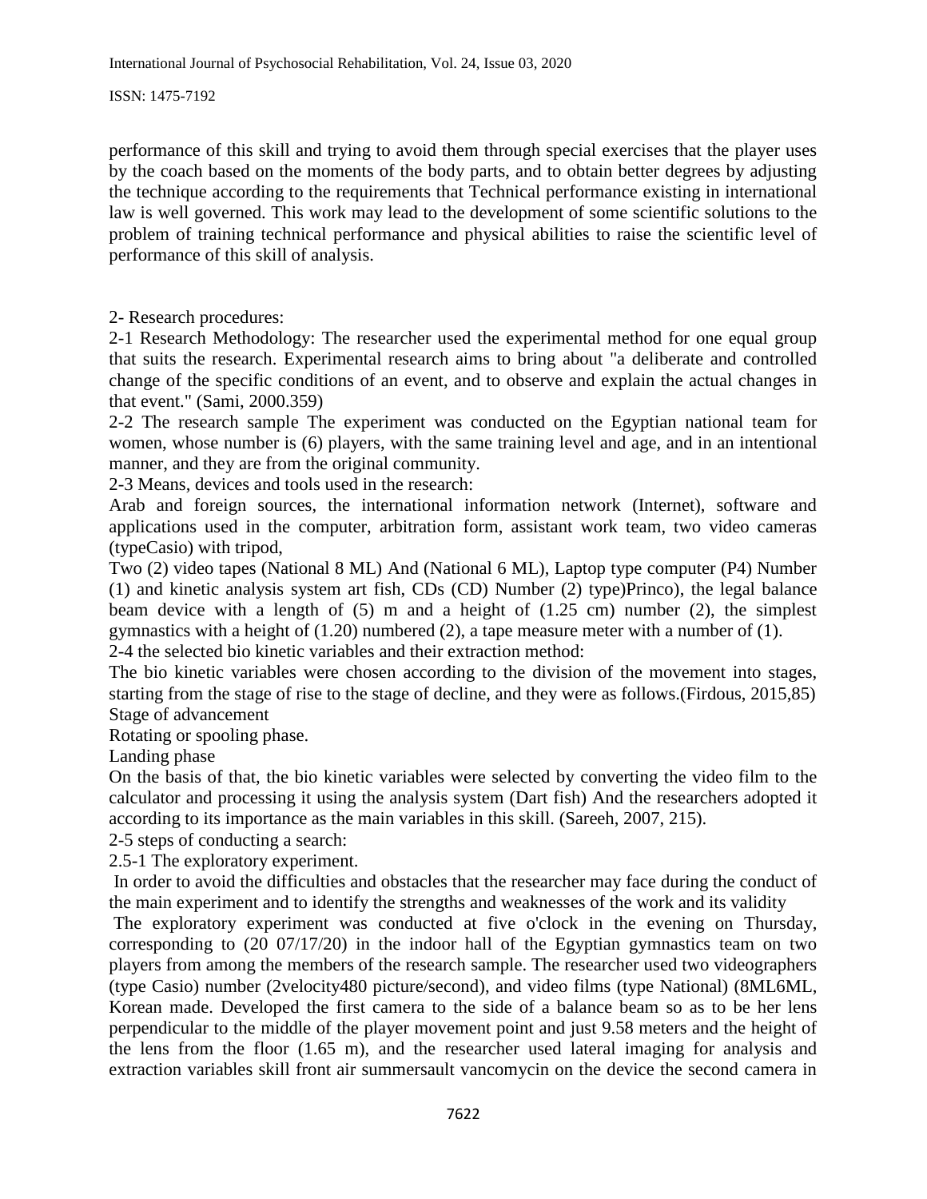performance of this skill and trying to avoid them through special exercises that the player uses by the coach based on the moments of the body parts, and to obtain better degrees by adjusting the technique according to the requirements that Technical performance existing in international law is well governed. This work may lead to the development of some scientific solutions to the problem of training technical performance and physical abilities to raise the scientific level of performance of this skill of analysis.

## 2- Research procedures:

2-1 Research Methodology: The researcher used the experimental method for one equal group that suits the research. Experimental research aims to bring about "a deliberate and controlled change of the specific conditions of an event, and to observe and explain the actual changes in that event." (Sami, 2000.359)

2-2 The research sample The experiment was conducted on the Egyptian national team for women, whose number is (6) players, with the same training level and age, and in an intentional manner, and they are from the original community.

2-3 Means, devices and tools used in the research:

Arab and foreign sources, the international information network (Internet), software and applications used in the computer, arbitration form, assistant work team, two video cameras (typeCasio) with tripod,

Two (2) video tapes (National 8 ML) And (National 6 ML), Laptop type computer (P4) Number (1) and kinetic analysis system art fish, CDs (CD) Number (2) type)Princo), the legal balance beam device with a length of (5) m and a height of (1.25 cm) number (2), the simplest gymnastics with a height of (1.20) numbered (2), a tape measure meter with a number of (1).

2-4 the selected bio kinetic variables and their extraction method:

The bio kinetic variables were chosen according to the division of the movement into stages, starting from the stage of rise to the stage of decline, and they were as follows.(Firdous, 2015,85)

Stage of advancement

Rotating or spooling phase.

Landing phase

On the basis of that, the bio kinetic variables were selected by converting the video film to the calculator and processing it using the analysis system (Dart fish) And the researchers adopted it according to its importance as the main variables in this skill. (Sareeh, 2007, 215).

2-5 steps of conducting a search:

2.5-1 The exploratory experiment.

In order to avoid the difficulties and obstacles that the researcher may face during the conduct of the main experiment and to identify the strengths and weaknesses of the work and its validity

The exploratory experiment was conducted at five o'clock in the evening on Thursday, corresponding to (20 07/17/20) in the indoor hall of the Egyptian gymnastics team on two players from among the members of the research sample. The researcher used two videographers (type Casio) number (2velocity480 picture/second), and video films (type National) (8ML6ML, Korean made. Developed the first camera to the side of a balance beam so as to be her lens perpendicular to the middle of the player movement point and just 9.58 meters and the height of the lens from the floor (1.65 m), and the researcher used lateral imaging for analysis and extraction variables skill front air summersault vancomycin on the device the second camera in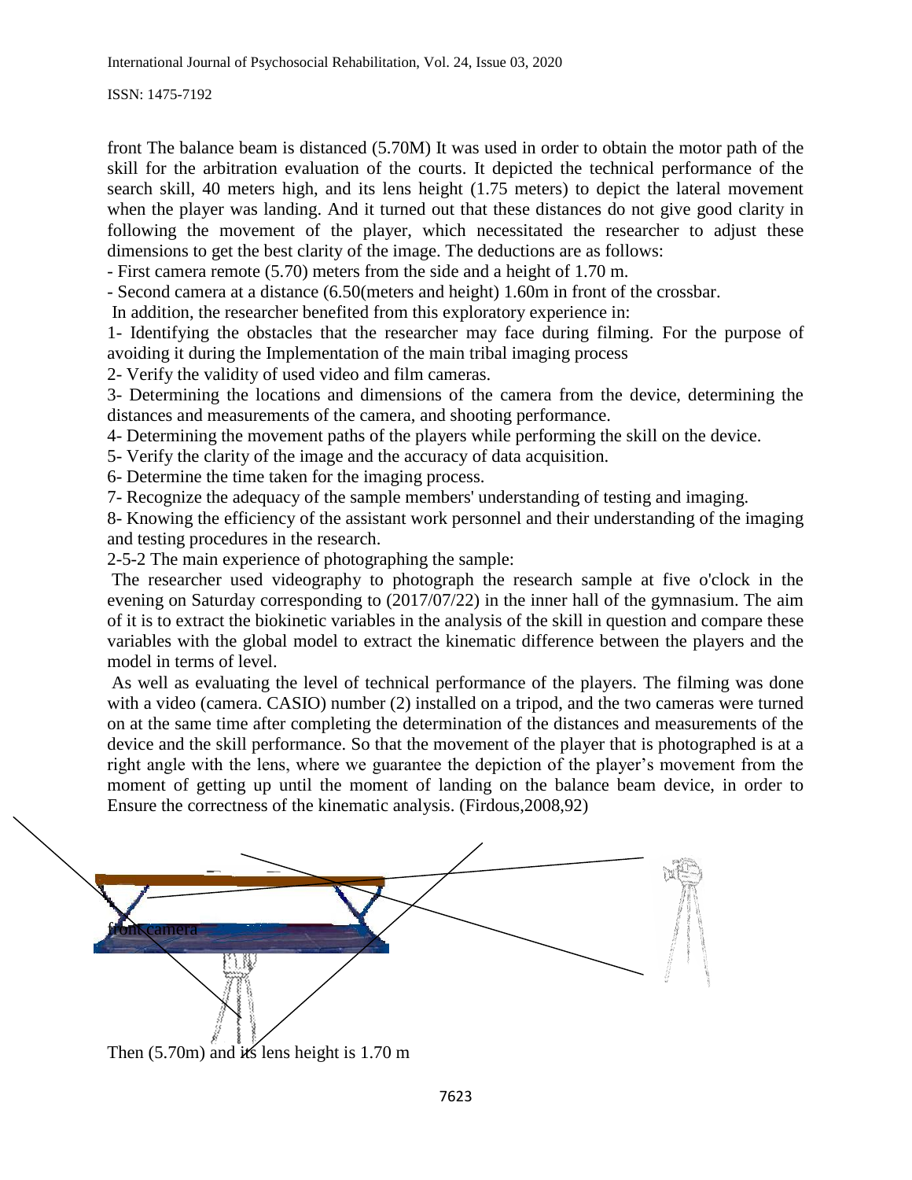front The balance beam is distanced (5.70M) It was used in order to obtain the motor path of the skill for the arbitration evaluation of the courts. It depicted the technical performance of the search skill, 40 meters high, and its lens height (1.75 meters) to depict the lateral movement when the player was landing. And it turned out that these distances do not give good clarity in following the movement of the player, which necessitated the researcher to adjust these dimensions to get the best clarity of the image. The deductions are as follows:

- First camera remote (5.70) meters from the side and a height of 1.70 m.
- Second camera at a distance (6.50(meters and height) 1.60m in front of the crossbar.

In addition, the researcher benefited from this exploratory experience in:

1- Identifying the obstacles that the researcher may face during filming. For the purpose of avoiding it during the Implementation of the main tribal imaging process

2- Verify the validity of used video and film cameras.

3- Determining the locations and dimensions of the camera from the device, determining the distances and measurements of the camera, and shooting performance.

4- Determining the movement paths of the players while performing the skill on the device.

5- Verify the clarity of the image and the accuracy of data acquisition.

6- Determine the time taken for the imaging process.

7- Recognize the adequacy of the sample members' understanding of testing and imaging.

8- Knowing the efficiency of the assistant work personnel and their understanding of the imaging and testing procedures in the research.

2-5-2 The main experience of photographing the sample:

The researcher used videography to photograph the research sample at five o'clock in the evening on Saturday corresponding to (2017/07/22) in the inner hall of the gymnasium. The aim of it is to extract the biokinetic variables in the analysis of the skill in question and compare these variables with the global model to extract the kinematic difference between the players and the model in terms of level.

As well as evaluating the level of technical performance of the players. The filming was done with a video (camera. CASIO) number (2) installed on a tripod, and the two cameras were turned on at the same time after completing the determination of the distances and measurements of the device and the skill performance. So that the movement of the player that is photographed is at a right angle with the lens, where we guarantee the depiction of the player's movement from the moment of getting up until the moment of landing on the balance beam device, in order to Ensure the correctness of the kinematic analysis. (Firdous,2008,92)

front camera

Then (5.70m) and its lens height is 1.70 m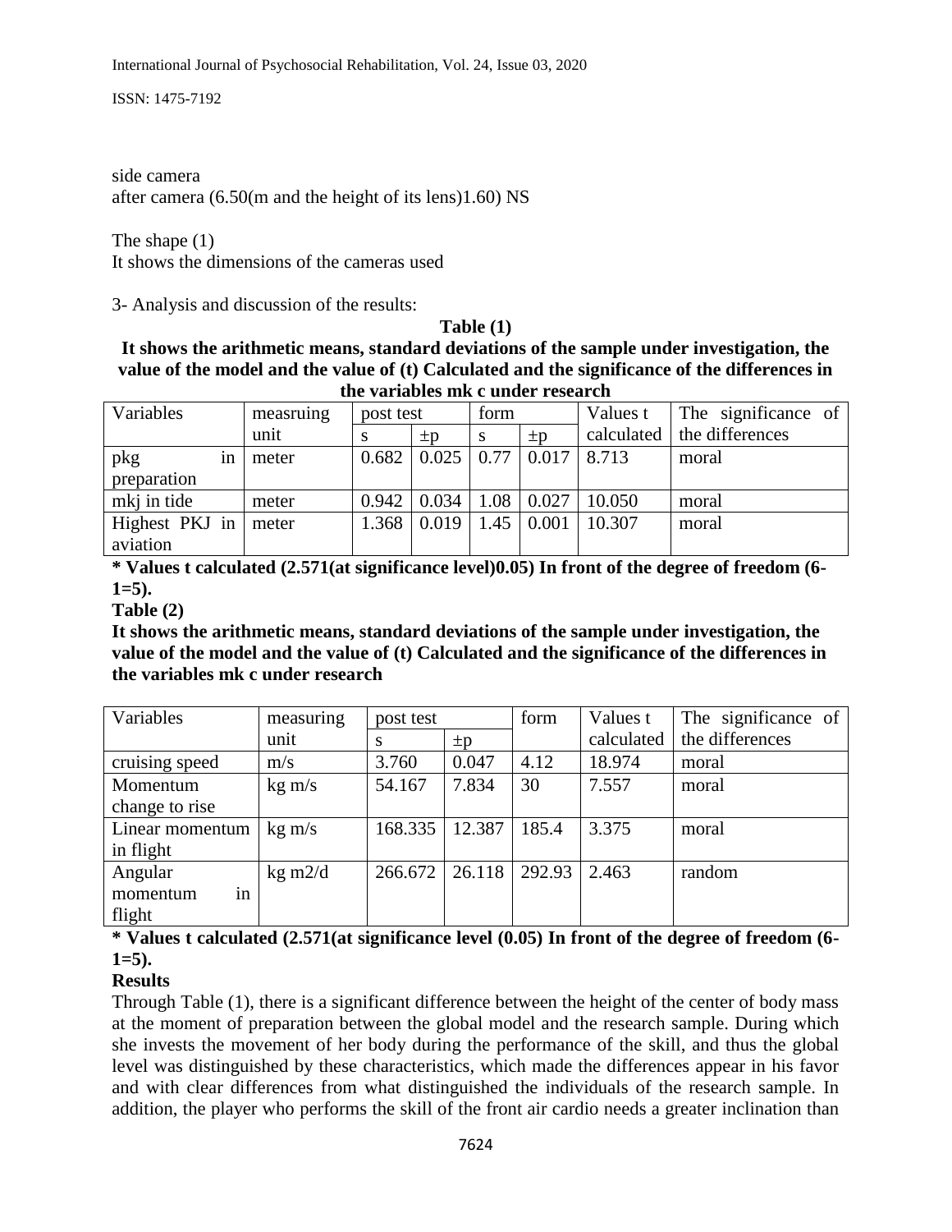side camera
after camera (6.50(m and the height of its lens)1.60) NS

The shape (1)
It shows the dimensions of the cameras used

3- Analysis and discussion of the results:

**Table (1)**

**It shows the arithmetic means, standard deviations of the sample under investigation, the value of the model and the value of (t) Calculated and the significance of the differences in the variables mk c under research**

| Variables | measruing unit | post test | | form | | Values t calculated | The significance of the differences |
|---|---|---|---|---|---|---|---|
| | | s | ±p | s | ±p | | |
| pkg in preparation | meter | 0.682 | 0.025 | 0.77 | 0.017 | 8.713 | moral |
| mkj in tide | meter | 0.942 | 0.034 | 1.08 | 0.027 | 10.050 | moral |
| Highest PKJ in aviation | meter | 1.368 | 0.019 | 1.45 | 0.001 | 10.307 | moral |

**\* Values t calculated (2.571(at significance level)0.05) In front of the degree of freedom (6-1=5).**

**Table (2)**

**It shows the arithmetic means, standard deviations of the sample under investigation, the value of the model and the value of (t) Calculated and the significance of the differences in the variables mk c under research**

| Variables | measuring unit | post test | | form | Values t calculated | The significance of the differences |
|---|---|---|---|---|---|---|
| | | s | ±p | | | |
| cruising speed | m/s | 3.760 | 0.047 | 4.12 | 18.974 | moral |
| Momentum change to rise | kg m/s | 54.167 | 7.834 | 30 | 7.557 | moral |
| Linear momentum in flight | kg m/s | 168.335 | 12.387 | 185.4 | 3.375 | moral |
| Angular momentum in flight | kg m2/d | 266.672 | 26.118 | 292.93 | 2.463 | random |

**\* Values t calculated (2.571(at significance level (0.05) In front of the degree of freedom (6-1=5).**

**Results**

Through Table (1), there is a significant difference between the height of the center of body mass at the moment of preparation between the global model and the research sample. During which she invests the movement of her body during the performance of the skill, and thus the global level was distinguished by these characteristics, which made the differences appear in his favor and with clear differences from what distinguished the individuals of the research sample. In addition, the player who performs the skill of the front air cardio needs a greater inclination than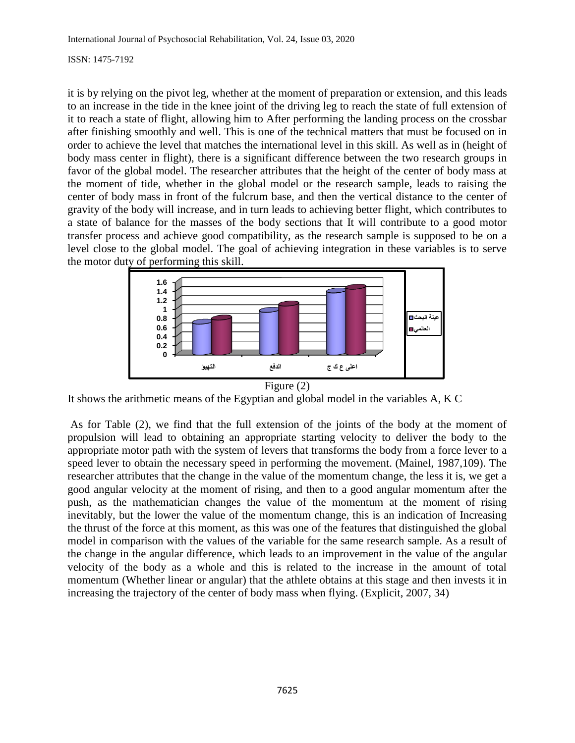it is by relying on the pivot leg, whether at the moment of preparation or extension, and this leads to an increase in the tide in the knee joint of the driving leg to reach the state of full extension of it to reach a state of flight, allowing him to After performing the landing process on the crossbar after finishing smoothly and well. This is one of the technical matters that must be focused on in order to achieve the level that matches the international level in this skill. As well as in (height of body mass center in flight), there is a significant difference between the two research groups in favor of the global model. The researcher attributes that the height of the center of body mass at the moment of tide, whether in the global model or the research sample, leads to raising the center of body mass in front of the fulcrum base, and then the vertical distance to the center of gravity of the body will increase, and in turn leads to achieving better flight, which contributes to a state of balance for the masses of the body sections that It will contribute to a good motor transfer process and achieve good compatibility, as the research sample is supposed to be on a level close to the global model. The goal of achieving integration in these variables is to serve the motor duty of performing this skill.

Figure (2)

It shows the arithmetic means of the Egyptian and global model in the variables A, K C

As for Table (2), we find that the full extension of the joints of the body at the moment of propulsion will lead to obtaining an appropriate starting velocity to deliver the body to the appropriate motor path with the system of levers that transforms the body from a force lever to a speed lever to obtain the necessary speed in performing the movement. (Mainel, 1987,109). The researcher attributes that the change in the value of the momentum change, the less it is, we get a good angular velocity at the moment of rising, and then to a good angular momentum after the push, as the mathematician changes the value of the momentum at the moment of rising inevitably, but the lower the value of the momentum change, this is an indication of Increasing the thrust of the force at this moment, as this was one of the features that distinguished the global model in comparison with the values of the variable for the same research sample. As a result of the change in the angular difference, which leads to an improvement in the value of the angular velocity of the body as a whole and this is related to the increase in the amount of total momentum (Whether linear or angular) that the athlete obtains at this stage and then invests it in increasing the trajectory of the center of body mass when flying. (Explicit, 2007, 34)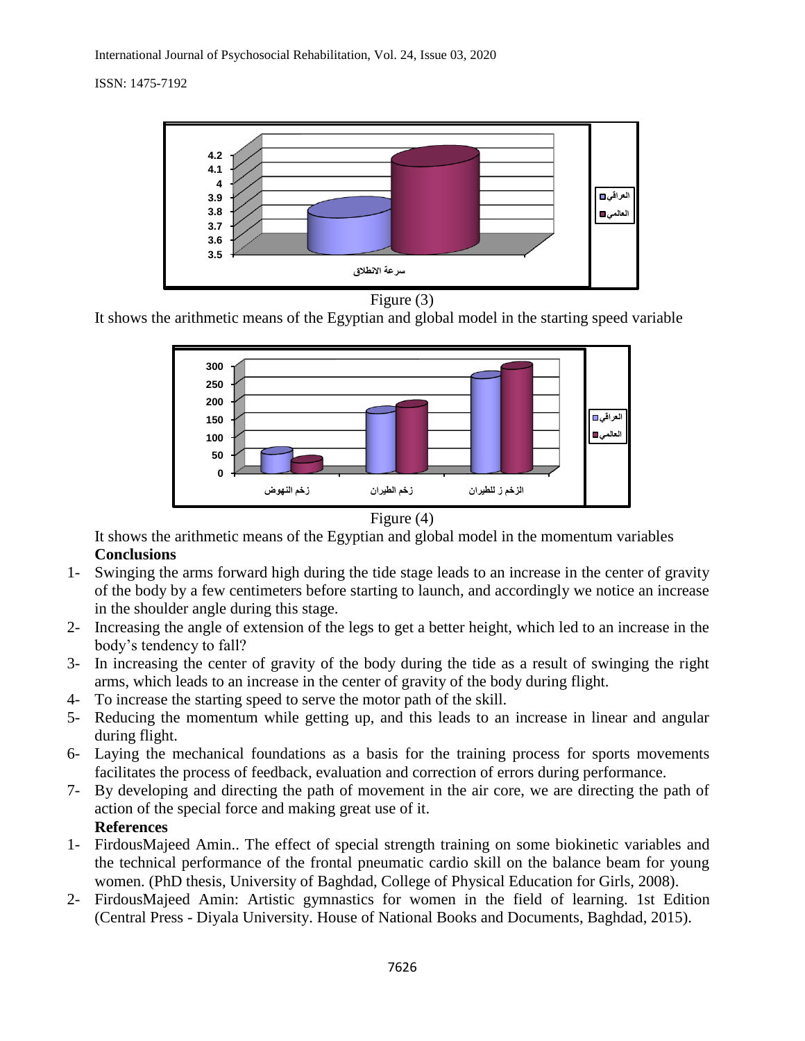Figure (3)

It shows the arithmetic means of the Egyptian and global model in the starting speed variable

Figure (4)

It shows the arithmetic means of the Egyptian and global model in the momentum variables

**Conclusions**

1- Swinging the arms forward high during the tide stage leads to an increase in the center of gravity of the body by a few centimeters before starting to launch, and accordingly we notice an increase in the shoulder angle during this stage.
2- Increasing the angle of extension of the legs to get a better height, which led to an increase in the body's tendency to fall?
3- In increasing the center of gravity of the body during the tide as a result of swinging the right arms, which leads to an increase in the center of gravity of the body during flight.
4- To increase the starting speed to serve the motor path of the skill.
5- Reducing the momentum while getting up, and this leads to an increase in linear and angular during flight.
6- Laying the mechanical foundations as a basis for the training process for sports movements facilitates the process of feedback, evaluation and correction of errors during performance.
7- By developing and directing the path of movement in the air core, we are directing the path of action of the special force and making great use of it.

**References**

1- FirdousMajeed Amin.. The effect of special strength training on some biokinetic variables and the technical performance of the frontal pneumatic cardio skill on the balance beam for young women. (PhD thesis, University of Baghdad, College of Physical Education for Girls, 2008).
2- FirdousMajeed Amin: Artistic gymnastics for women in the field of learning. 1st Edition (Central Press - Diyala University. House of National Books and Documents, Baghdad, 2015).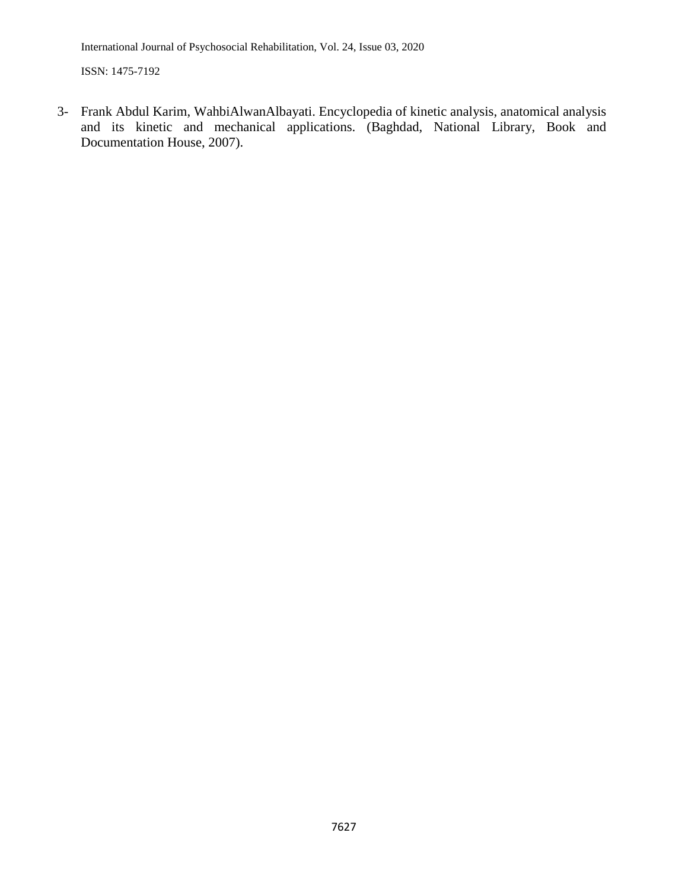3- Frank Abdul Karim, WahbiAlwanAlbayati. Encyclopedia of kinetic analysis, anatomical analysis and its kinetic and mechanical applications. (Baghdad, National Library, Book and Documentation House, 2007).